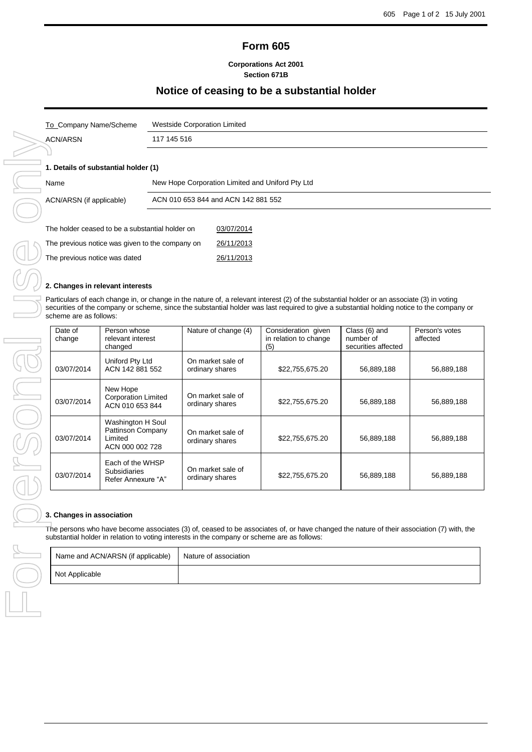# Form 605

**Corporations Act 2001**
**Section 671B**

## Notice of ceasing to be a substantial holder

| To Company Name/Scheme | Westside Corporation Limited |
|---|---|
| ACN/ARSN | 117 145 516 |

### 1. Details of substantial holder (1)

| Name | New Hope Corporation Limited and Uniford Pty Ltd |
|---|---|
| ACN/ARSN (if applicable) | ACN 010 653 844 and ACN 142 881 552 |

| | |
|---|---|
| The holder ceased to be a substantial holder on | 03/07/2014 |
| The previous notice was given to the company on | 26/11/2013 |
| The previous notice was dated | 26/11/2013 |

### 2. Changes in relevant interests

Particulars of each change in, or change in the nature of, a relevant interest (2) of the substantial holder or an associate (3) in voting securities of the company or scheme, since the substantial holder was last required to give a substantial holding notice to the company or scheme are as follows:

| Date of change | Person whose relevant interest changed | Nature of change (4) | Consideration given in relation to change (5) | Class (6) and number of securities affected | Person's votes affected |
|---|---|---|---|---|---|
| 03/07/2014 | Uniford Pty Ltd ACN 142 881 552 | On market sale of ordinary shares | $22,755,675.20 | 56,889,188 | 56,889,188 |
| 03/07/2014 | New Hope Corporation Limited ACN 010 653 844 | On market sale of ordinary shares | $22,755,675.20 | 56,889,188 | 56,889,188 |
| 03/07/2014 | Washington H Soul Pattinson Company Limited ACN 000 002 728 | On market sale of ordinary shares | $22,755,675.20 | 56,889,188 | 56,889,188 |
| 03/07/2014 | Each of the WHSP Subsidiaries Refer Annexure "A" | On market sale of ordinary shares | $22,755,675.20 | 56,889,188 | 56,889,188 |

### 3. Changes in association

The persons who have become associates (3) of, ceased to be associates of, or have changed the nature of their association (7) with, the substantial holder in relation to voting interests in the company or scheme are as follows:

| Name and ACN/ARSN (if applicable) | Nature of association |
|---|---|
| Not Applicable | |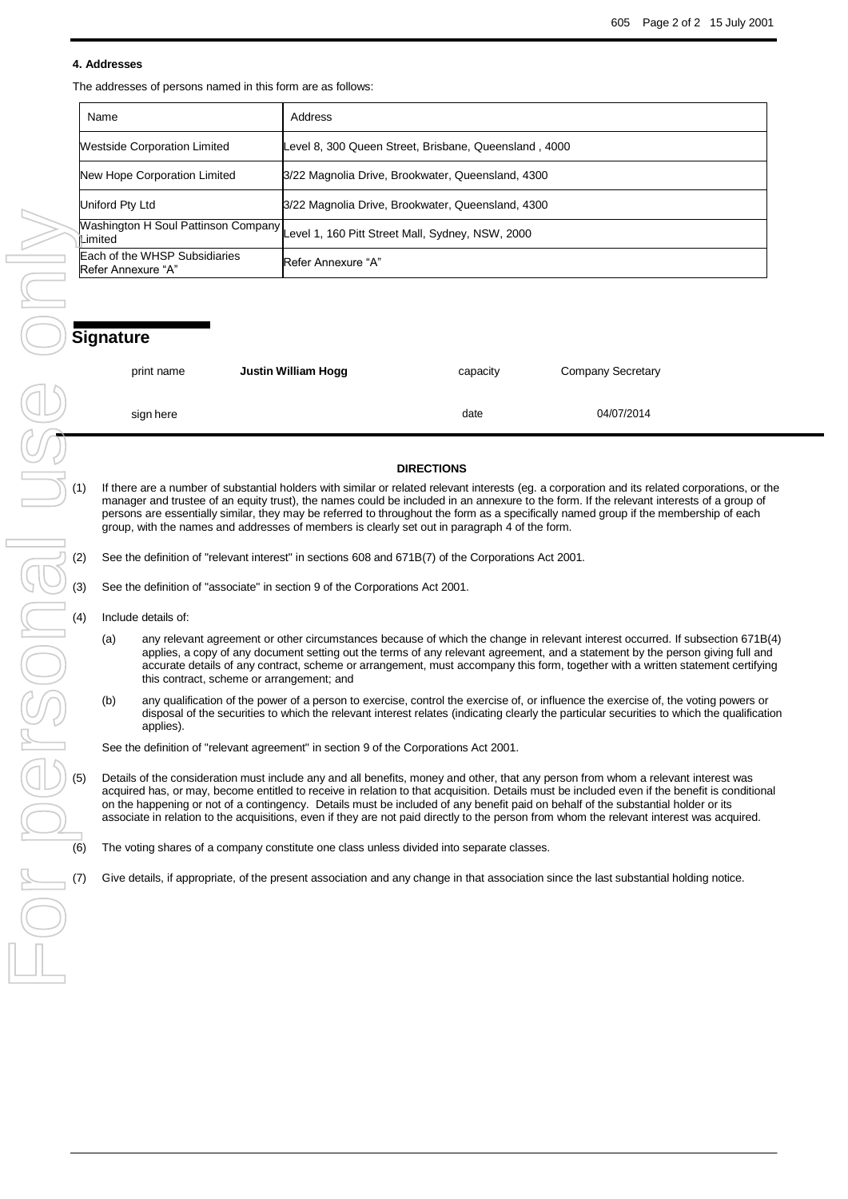#### 4. Addresses

The addresses of persons named in this form are as follows:

| Name | Address |
|---|---|
| Westside Corporation Limited | Level 8, 300 Queen Street, Brisbane, Queensland , 4000 |
| New Hope Corporation Limited | 3/22 Magnolia Drive, Brookwater, Queensland, 4300 |
| Uniford Pty Ltd | 3/22 Magnolia Drive, Brookwater, Queensland, 4300 |
| Washington H Soul Pattinson Company Limited | Level 1, 160 Pitt Street Mall, Sydney, NSW, 2000 |
| Each of the WHSP Subsidiaries Refer Annexure "A" | Refer Annexure "A" |

## Signature

| print name | **Justin William Hogg** | capacity | Company Secretary |
|---|---|---|---|
| sign here | | date | 04/07/2014 |

### DIRECTIONS

(1) If there are a number of substantial holders with similar or related relevant interests (eg. a corporation and its related corporations, or the manager and trustee of an equity trust), the names could be included in an annexure to the form. If the relevant interests of a group of persons are essentially similar, they may be referred to throughout the form as a specifically named group if the membership of each group, with the names and addresses of members is clearly set out in paragraph 4 of the form.

(2) See the definition of "relevant interest" in sections 608 and 671B(7) of the Corporations Act 2001.

(3) See the definition of "associate" in section 9 of the Corporations Act 2001.

(4) Include details of:

(a) any relevant agreement or other circumstances because of which the change in relevant interest occurred. If subsection 671B(4) applies, a copy of any document setting out the terms of any relevant agreement, and a statement by the person giving full and accurate details of any contract, scheme or arrangement, must accompany this form, together with a written statement certifying this contract, scheme or arrangement; and

(b) any qualification of the power of a person to exercise, control the exercise of, or influence the exercise of, the voting powers or disposal of the securities to which the relevant interest relates (indicating clearly the particular securities to which the qualification applies).

See the definition of "relevant agreement" in section 9 of the Corporations Act 2001.

(5) Details of the consideration must include any and all benefits, money and other, that any person from whom a relevant interest was acquired has, or may, become entitled to receive in relation to that acquisition. Details must be included even if the benefit is conditional on the happening or not of a contingency. Details must be included of any benefit paid on behalf of the substantial holder or its associate in relation to the acquisitions, even if they are not paid directly to the person from whom the relevant interest was acquired.

(6) The voting shares of a company constitute one class unless divided into separate classes.

(7) Give details, if appropriate, of the present association and any change in that association since the last substantial holding notice.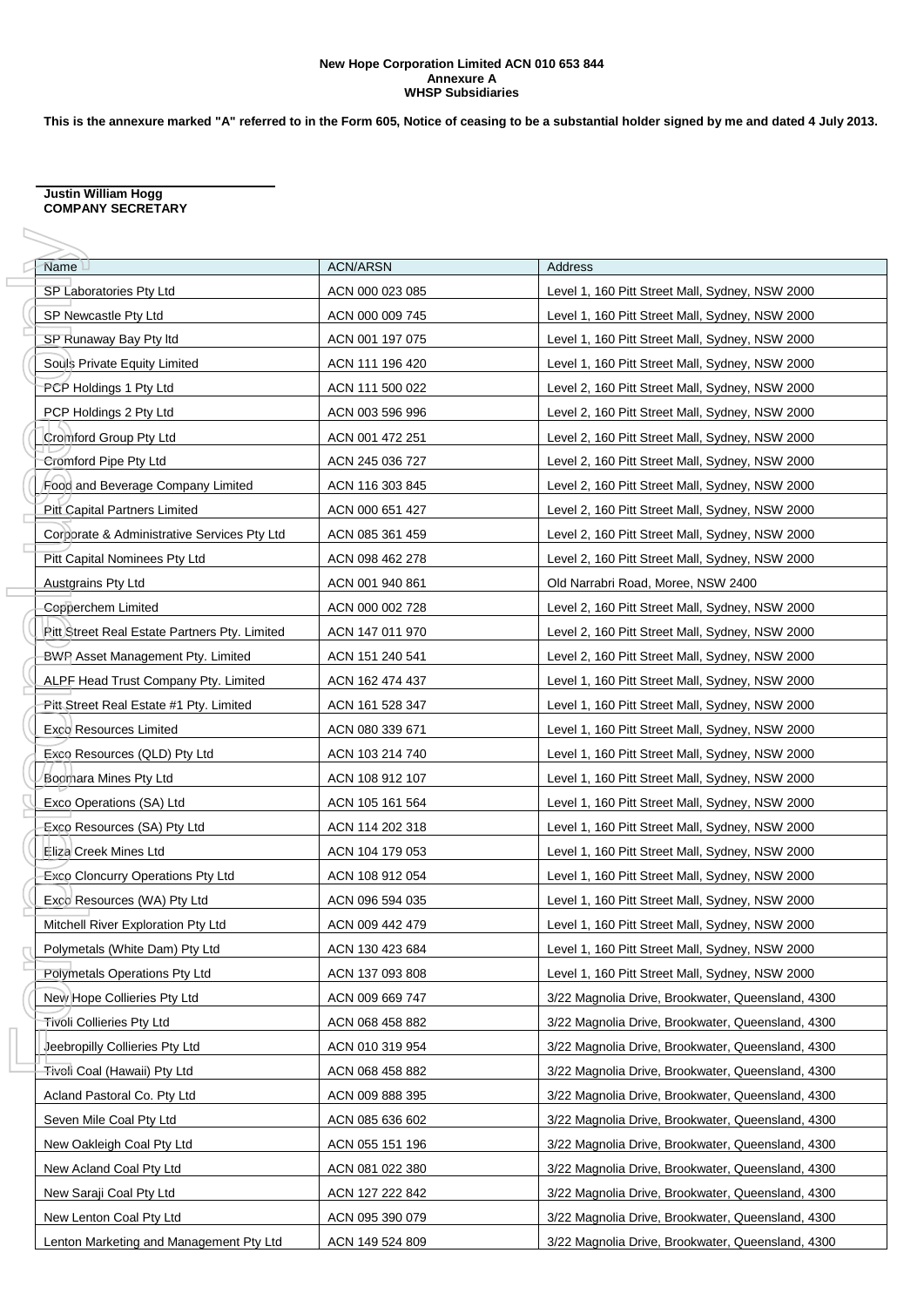**New Hope Corporation Limited ACN 010 653 844**
**Annexure A**
**WHSP Subsidiaries**

**This is the annexure marked "A" referred to in the Form 605, Notice of ceasing to be a substantial holder signed by me and dated 4 July 2013.**

**Justin William Hogg**
**COMPANY SECRETARY**

| Name | ACN/ARSN | Address |
|---|---|---|
| SP Laboratories Pty Ltd | ACN 000 023 085 | Level 1, 160 Pitt Street Mall, Sydney, NSW 2000 |
| SP Newcastle Pty Ltd | ACN 000 009 745 | Level 1, 160 Pitt Street Mall, Sydney, NSW 2000 |
| SP Runaway Bay Pty ltd | ACN 001 197 075 | Level 1, 160 Pitt Street Mall, Sydney, NSW 2000 |
| Souls Private Equity Limited | ACN 111 196 420 | Level 1, 160 Pitt Street Mall, Sydney, NSW 2000 |
| PCP Holdings 1 Pty Ltd | ACN 111 500 022 | Level 2, 160 Pitt Street Mall, Sydney, NSW 2000 |
| PCP Holdings 2 Pty Ltd | ACN 003 596 996 | Level 2, 160 Pitt Street Mall, Sydney, NSW 2000 |
| Cromford Group Pty Ltd | ACN 001 472 251 | Level 2, 160 Pitt Street Mall, Sydney, NSW 2000 |
| Cromford Pipe Pty Ltd | ACN 245 036 727 | Level 2, 160 Pitt Street Mall, Sydney, NSW 2000 |
| Food and Beverage Company Limited | ACN 116 303 845 | Level 2, 160 Pitt Street Mall, Sydney, NSW 2000 |
| Pitt Capital Partners Limited | ACN 000 651 427 | Level 2, 160 Pitt Street Mall, Sydney, NSW 2000 |
| Corporate & Administrative Services Pty Ltd | ACN 085 361 459 | Level 2, 160 Pitt Street Mall, Sydney, NSW 2000 |
| Pitt Capital Nominees Pty Ltd | ACN 098 462 278 | Level 2, 160 Pitt Street Mall, Sydney, NSW 2000 |
| Austgrains Pty Ltd | ACN 001 940 861 | Old Narrabri Road, Moree, NSW 2400 |
| Copperchem Limited | ACN 000 002 728 | Level 2, 160 Pitt Street Mall, Sydney, NSW 2000 |
| Pitt Street Real Estate Partners Pty. Limited | ACN 147 011 970 | Level 2, 160 Pitt Street Mall, Sydney, NSW 2000 |
| BWP Asset Management Pty. Limited | ACN 151 240 541 | Level 2, 160 Pitt Street Mall, Sydney, NSW 2000 |
| ALPF Head Trust Company Pty. Limited | ACN 162 474 437 | Level 1, 160 Pitt Street Mall, Sydney, NSW 2000 |
| Pitt Street Real Estate #1 Pty. Limited | ACN 161 528 347 | Level 1, 160 Pitt Street Mall, Sydney, NSW 2000 |
| Exco Resources Limited | ACN 080 339 671 | Level 1, 160 Pitt Street Mall, Sydney, NSW 2000 |
| Exco Resources (QLD) Pty Ltd | ACN 103 214 740 | Level 1, 160 Pitt Street Mall, Sydney, NSW 2000 |
| Boomara Mines Pty Ltd | ACN 108 912 107 | Level 1, 160 Pitt Street Mall, Sydney, NSW 2000 |
| Exco Operations (SA) Ltd | ACN 105 161 564 | Level 1, 160 Pitt Street Mall, Sydney, NSW 2000 |
| Exco Resources (SA) Pty Ltd | ACN 114 202 318 | Level 1, 160 Pitt Street Mall, Sydney, NSW 2000 |
| Eliza Creek Mines Ltd | ACN 104 179 053 | Level 1, 160 Pitt Street Mall, Sydney, NSW 2000 |
| Exco Cloncurry Operations Pty Ltd | ACN 108 912 054 | Level 1, 160 Pitt Street Mall, Sydney, NSW 2000 |
| Exco Resources (WA) Pty Ltd | ACN 096 594 035 | Level 1, 160 Pitt Street Mall, Sydney, NSW 2000 |
| Mitchell River Exploration Pty Ltd | ACN 009 442 479 | Level 1, 160 Pitt Street Mall, Sydney, NSW 2000 |
| Polymetals (White Dam) Pty Ltd | ACN 130 423 684 | Level 1, 160 Pitt Street Mall, Sydney, NSW 2000 |
| Polymetals Operations Pty Ltd | ACN 137 093 808 | Level 1, 160 Pitt Street Mall, Sydney, NSW 2000 |
| New Hope Collieries Pty Ltd | ACN 009 669 747 | 3/22 Magnolia Drive, Brookwater, Queensland, 4300 |
| Tivoli Collieries Pty Ltd | ACN 068 458 882 | 3/22 Magnolia Drive, Brookwater, Queensland, 4300 |
| Jeebropilly Collieries Pty Ltd | ACN 010 319 954 | 3/22 Magnolia Drive, Brookwater, Queensland, 4300 |
| Tivoli Coal (Hawaii) Pty Ltd | ACN 068 458 882 | 3/22 Magnolia Drive, Brookwater, Queensland, 4300 |
| Acland Pastoral Co. Pty Ltd | ACN 009 888 395 | 3/22 Magnolia Drive, Brookwater, Queensland, 4300 |
| Seven Mile Coal Pty Ltd | ACN 085 636 602 | 3/22 Magnolia Drive, Brookwater, Queensland, 4300 |
| New Oakleigh Coal Pty Ltd | ACN 055 151 196 | 3/22 Magnolia Drive, Brookwater, Queensland, 4300 |
| New Acland Coal Pty Ltd | ACN 081 022 380 | 3/22 Magnolia Drive, Brookwater, Queensland, 4300 |
| New Saraji Coal Pty Ltd | ACN 127 222 842 | 3/22 Magnolia Drive, Brookwater, Queensland, 4300 |
| New Lenton Coal Pty Ltd | ACN 095 390 079 | 3/22 Magnolia Drive, Brookwater, Queensland, 4300 |
| Lenton Marketing and Management Pty Ltd | ACN 149 524 809 | 3/22 Magnolia Drive, Brookwater, Queensland, 4300 |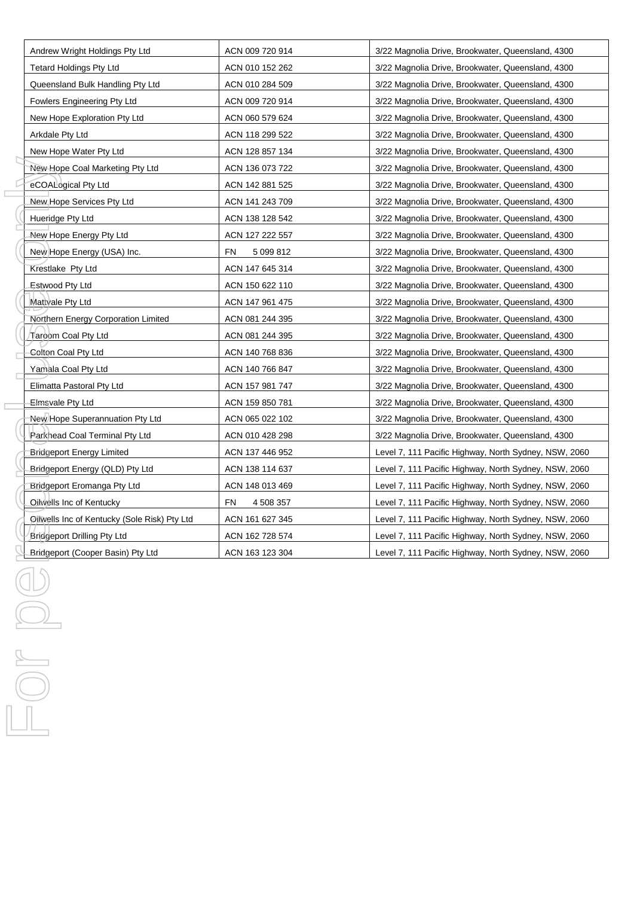| | | |
|---|---|---|
| Andrew Wright Holdings Pty Ltd | ACN 009 720 914 | 3/22 Magnolia Drive, Brookwater, Queensland, 4300 |
| Tetard Holdings Pty Ltd | ACN 010 152 262 | 3/22 Magnolia Drive, Brookwater, Queensland, 4300 |
| Queensland Bulk Handling Pty Ltd | ACN 010 284 509 | 3/22 Magnolia Drive, Brookwater, Queensland, 4300 |
| Fowlers Engineering Pty Ltd | ACN 009 720 914 | 3/22 Magnolia Drive, Brookwater, Queensland, 4300 |
| New Hope Exploration Pty Ltd | ACN 060 579 624 | 3/22 Magnolia Drive, Brookwater, Queensland, 4300 |
| Arkdale Pty Ltd | ACN 118 299 522 | 3/22 Magnolia Drive, Brookwater, Queensland, 4300 |
| New Hope Water Pty Ltd | ACN 128 857 134 | 3/22 Magnolia Drive, Brookwater, Queensland, 4300 |
| New Hope Coal Marketing Pty Ltd | ACN 136 073 722 | 3/22 Magnolia Drive, Brookwater, Queensland, 4300 |
| eCOALogical Pty Ltd | ACN 142 881 525 | 3/22 Magnolia Drive, Brookwater, Queensland, 4300 |
| New Hope Services Pty Ltd | ACN 141 243 709 | 3/22 Magnolia Drive, Brookwater, Queensland, 4300 |
| Hueridge Pty Ltd | ACN 138 128 542 | 3/22 Magnolia Drive, Brookwater, Queensland, 4300 |
| New Hope Energy Pty Ltd | ACN 127 222 557 | 3/22 Magnolia Drive, Brookwater, Queensland, 4300 |
| New Hope Energy (USA) Inc. | FN 5 099 812 | 3/22 Magnolia Drive, Brookwater, Queensland, 4300 |
| Krestlake Pty Ltd | ACN 147 645 314 | 3/22 Magnolia Drive, Brookwater, Queensland, 4300 |
| Estwood Pty Ltd | ACN 150 622 110 | 3/22 Magnolia Drive, Brookwater, Queensland, 4300 |
| Mattvale Pty Ltd | ACN 147 961 475 | 3/22 Magnolia Drive, Brookwater, Queensland, 4300 |
| Northern Energy Corporation Limited | ACN 081 244 395 | 3/22 Magnolia Drive, Brookwater, Queensland, 4300 |
| Taroom Coal Pty Ltd | ACN 081 244 395 | 3/22 Magnolia Drive, Brookwater, Queensland, 4300 |
| Colton Coal Pty Ltd | ACN 140 768 836 | 3/22 Magnolia Drive, Brookwater, Queensland, 4300 |
| Yamala Coal Pty Ltd | ACN 140 766 847 | 3/22 Magnolia Drive, Brookwater, Queensland, 4300 |
| Elimatta Pastoral Pty Ltd | ACN 157 981 747 | 3/22 Magnolia Drive, Brookwater, Queensland, 4300 |
| Elmsvale Pty Ltd | ACN 159 850 781 | 3/22 Magnolia Drive, Brookwater, Queensland, 4300 |
| New Hope Superannuation Pty Ltd | ACN 065 022 102 | 3/22 Magnolia Drive, Brookwater, Queensland, 4300 |
| Parkhead Coal Terminal Pty Ltd | ACN 010 428 298 | 3/22 Magnolia Drive, Brookwater, Queensland, 4300 |
| Bridgeport Energy Limited | ACN 137 446 952 | Level 7, 111 Pacific Highway, North Sydney, NSW, 2060 |
| Bridgeport Energy (QLD) Pty Ltd | ACN 138 114 637 | Level 7, 111 Pacific Highway, North Sydney, NSW, 2060 |
| Bridgeport Eromanga Pty Ltd | ACN 148 013 469 | Level 7, 111 Pacific Highway, North Sydney, NSW, 2060 |
| Oilwells Inc of Kentucky | FN 4 508 357 | Level 7, 111 Pacific Highway, North Sydney, NSW, 2060 |
| Oilwells Inc of Kentucky (Sole Risk) Pty Ltd | ACN 161 627 345 | Level 7, 111 Pacific Highway, North Sydney, NSW, 2060 |
| Bridgeport Drilling Pty Ltd | ACN 162 728 574 | Level 7, 111 Pacific Highway, North Sydney, NSW, 2060 |
| Bridgeport (Cooper Basin) Pty Ltd | ACN 163 123 304 | Level 7, 111 Pacific Highway, North Sydney, NSW, 2060 |